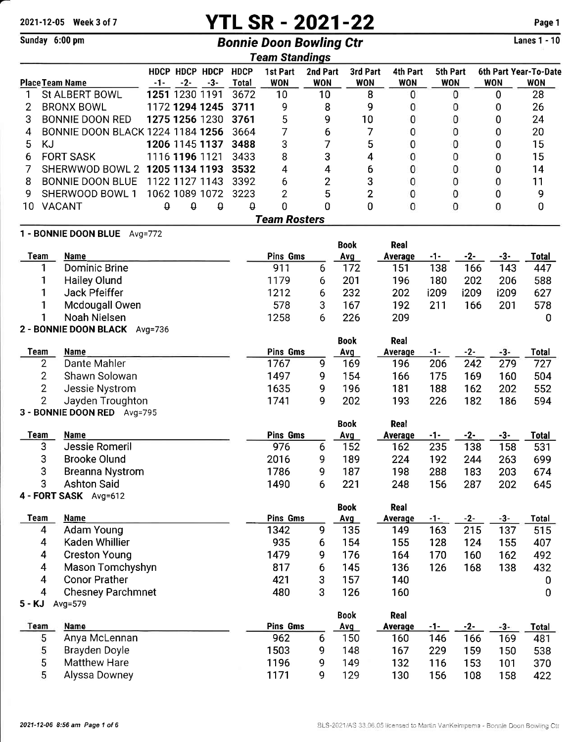2021-12-05 Week 3 of 7

# YTL SR - 2021-22

Sunday 6:00 pm

## Bonnie Doon Bowling Ctr

Lanes 1 - 10

### Team Standings

| Place | Team Name | HDCP -1- | HDCP -2- | HDCP -3- | HDCP Total | 1st Part WON | 2nd Part WON | 3rd Part WON | 4th Part WON | 5th Part WON | 6th Part WON | Year-To-Date WON |
|---|---|---|---|---|---|---|---|---|---|---|---|---|
| 1 | St ALBERT BOWL | **1251** | 1230 | 1191 | 3672 | 10 | 10 | 8 | 0 | 0 | 0 | 28 |
| 2 | BRONX BOWL | 1172 | **1294** | **1245** | 3711 | 9 | 8 | 9 | 0 | 0 | 0 | 26 |
| 3 | BONNIE DOON RED | **1275** | **1256** | 1230 | 3761 | 5 | 9 | 10 | 0 | 0 | 0 | 24 |
| 4 | BONNIE DOON BLACK | 1224 | 1184 | **1256** | 3664 | 7 | 6 | 7 | 0 | 0 | 0 | 20 |
| 5 | KJ | **1206** | 1145 | **1137** | 3488 | 3 | 7 | 5 | 0 | 0 | 0 | 15 |
| 6 | FORT SASK | 1116 | **1196** | 1121 | 3433 | 8 | 3 | 4 | 0 | 0 | 0 | 15 |
| 7 | SHERWWOD BOWL 2 | **1205** | **1134** | **1193** | 3532 | 4 | 4 | 6 | 0 | 0 | 0 | 14 |
| 8 | BONNIE DOON BLUE | 1122 | 1127 | 1143 | 3392 | 6 | 2 | 3 | 0 | 0 | 0 | 11 |
| 9 | SHERWOOD BOWL 1 | 1062 | 1089 | 1072 | 3223 | 2 | 5 | 2 | 0 | 0 | 0 | 9 |
| 10 | VACANT | 0 | 0 | 0 | 0 | 0 | 0 | 0 | 0 | 0 | 0 | 0 |

### Team Rosters

**1 - BONNIE DOON BLUE** Avg=772

| Team | Name | Pins | Gms | Book Avg | Real Average | -1- | -2- | -3- | Total |
|---|---|---|---|---|---|---|---|---|---|
| 1 | Dominic Brine | 911 | 6 | 172 | 151 | 138 | 166 | 143 | 447 |
| 1 | Hailey Olund | 1179 | 6 | 201 | 196 | 180 | 202 | 206 | 588 |
| 1 | Jack Pfeiffer | 1212 | 6 | 232 | 202 | i209 | i209 | i209 | 627 |
| 1 | Mcdougall Owen | 578 | 3 | 167 | 192 | 211 | 166 | 201 | 578 |
| 1 | Noah Nielsen | 1258 | 6 | 226 | 209 | | | | 0 |

**2 - BONNIE DOON BLACK** Avg=736

| Team | Name | Pins | Gms | Book Avg | Real Average | -1- | -2- | -3- | Total |
|---|---|---|---|---|---|---|---|---|---|
| 2 | Dante Mahler | 1767 | 9 | 169 | 196 | 206 | 242 | 279 | 727 |
| 2 | Shawn Solowan | 1497 | 9 | 154 | 166 | 175 | 169 | 160 | 504 |
| 2 | Jessie Nystrom | 1635 | 9 | 196 | 181 | 188 | 162 | 202 | 552 |
| 2 | Jayden Troughton | 1741 | 9 | 202 | 193 | 226 | 182 | 186 | 594 |

**3 - BONNIE DOON RED** Avg=795

| Team | Name | Pins | Gms | Book Avg | Real Average | -1- | -2- | -3- | Total |
|---|---|---|---|---|---|---|---|---|---|
| 3 | Jessie Romeril | 976 | 6 | 152 | 162 | 235 | 138 | 158 | 531 |
| 3 | Brooke Olund | 2016 | 9 | 189 | 224 | 192 | 244 | 263 | 699 |
| 3 | Breanna Nystrom | 1786 | 9 | 187 | 198 | 288 | 183 | 203 | 674 |
| 3 | Ashton Said | 1490 | 6 | 221 | 248 | 156 | 287 | 202 | 645 |

**4 - FORT SASK** Avg=612

| Team | Name | Pins | Gms | Book Avg | Real Average | -1- | -2- | -3- | Total |
|---|---|---|---|---|---|---|---|---|---|
| 4 | Adam Young | 1342 | 9 | 135 | 149 | 163 | 215 | 137 | 515 |
| 4 | Kaden Whillier | 935 | 6 | 154 | 155 | 128 | 124 | 155 | 407 |
| 4 | Creston Young | 1479 | 9 | 176 | 164 | 170 | 160 | 162 | 492 |
| 4 | Mason Tomchyshyn | 817 | 6 | 145 | 136 | 126 | 168 | 138 | 432 |
| 4 | Conor Prather | 421 | 3 | 157 | 140 | | | | 0 |
| 4 | Chesney Parchmnet | 480 | 3 | 126 | 160 | | | | 0 |

**5 - KJ** Avg=579

| Team | Name | Pins | Gms | Book Avg | Real Average | -1- | -2- | -3- | Total |
|---|---|---|---|---|---|---|---|---|---|
| 5 | Anya McLennan | 962 | 6 | 150 | 160 | 146 | 166 | 169 | 481 |
| 5 | Brayden Doyle | 1503 | 9 | 148 | 167 | 229 | 159 | 150 | 538 |
| 5 | Matthew Hare | 1196 | 9 | 149 | 132 | 116 | 153 | 101 | 370 |
| 5 | Alyssa Downey | 1171 | 9 | 129 | 130 | 156 | 108 | 158 | 422 |

2021-12-06 8:56 am

BLS-2021/AS 33.06.05 licensed to Martin VanKeimpema - Bonnie Doon Bowling Ctr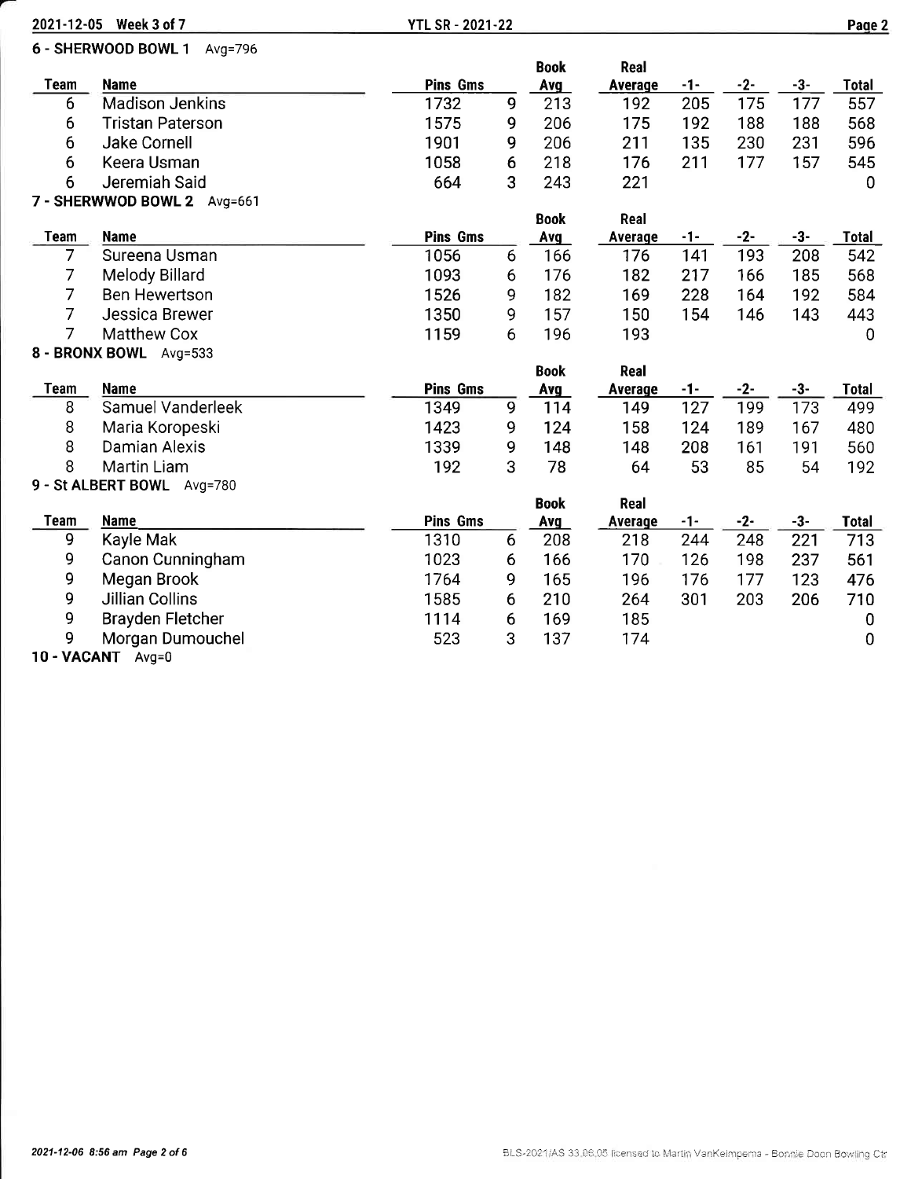## 6 - SHERWOOD BOWL 1 Avg=796

| Team | Name | Pins | Gms | Book Avg | Real Average | -1- | -2- | -3- | Total |
|---|---|---|---|---|---|---|---|---|---|
| 6 | Madison Jenkins | 1732 | 9 | 213 | 192 | 205 | 175 | 177 | 557 |
| 6 | Tristan Paterson | 1575 | 9 | 206 | 175 | 192 | 188 | 188 | 568 |
| 6 | Jake Cornell | 1901 | 9 | 206 | 211 | 135 | 230 | 231 | 596 |
| 6 | Keera Usman | 1058 | 6 | 218 | 176 | 211 | 177 | 157 | 545 |
| 6 | Jeremiah Said | 664 | 3 | 243 | 221 | | | | 0 |

## 7 - SHERWWOD BOWL 2 Avg=661

| Team | Name | Pins | Gms | Book Avg | Real Average | -1- | -2- | -3- | Total |
|---|---|---|---|---|---|---|---|---|---|
| 7 | Sureena Usman | 1056 | 6 | 166 | 176 | 141 | 193 | 208 | 542 |
| 7 | Melody Billard | 1093 | 6 | 176 | 182 | 217 | 166 | 185 | 568 |
| 7 | Ben Hewertson | 1526 | 9 | 182 | 169 | 228 | 164 | 192 | 584 |
| 7 | Jessica Brewer | 1350 | 9 | 157 | 150 | 154 | 146 | 143 | 443 |
| 7 | Matthew Cox | 1159 | 6 | 196 | 193 | | | | 0 |

## 8 - BRONX BOWL Avg=533

| Team | Name | Pins | Gms | Book Avg | Real Average | -1- | -2- | -3- | Total |
|---|---|---|---|---|---|---|---|---|---|
| 8 | Samuel Vanderleek | 1349 | 9 | 114 | 149 | 127 | 199 | 173 | 499 |
| 8 | Maria Koropeski | 1423 | 9 | 124 | 158 | 124 | 189 | 167 | 480 |
| 8 | Damian Alexis | 1339 | 9 | 148 | 148 | 208 | 161 | 191 | 560 |
| 8 | Martin Liam | 192 | 3 | 78 | 64 | 53 | 85 | 54 | 192 |

## 9 - St ALBERT BOWL Avg=780

| Team | Name | Pins | Gms | Book Avg | Real Average | -1- | -2- | -3- | Total |
|---|---|---|---|---|---|---|---|---|---|
| 9 | Kayle Mak | 1310 | 6 | 208 | 218 | 244 | 248 | 221 | 713 |
| 9 | Canon Cunningham | 1023 | 6 | 166 | 170 | 126 | 198 | 237 | 561 |
| 9 | Megan Brook | 1764 | 9 | 165 | 196 | 176 | 177 | 123 | 476 |
| 9 | Jillian Collins | 1585 | 6 | 210 | 264 | 301 | 203 | 206 | 710 |
| 9 | Brayden Fletcher | 1114 | 6 | 169 | 185 | | | | 0 |
| 9 | Morgan Dumouchel | 523 | 3 | 137 | 174 | | | | 0 |

## 10 - VACANT Avg=0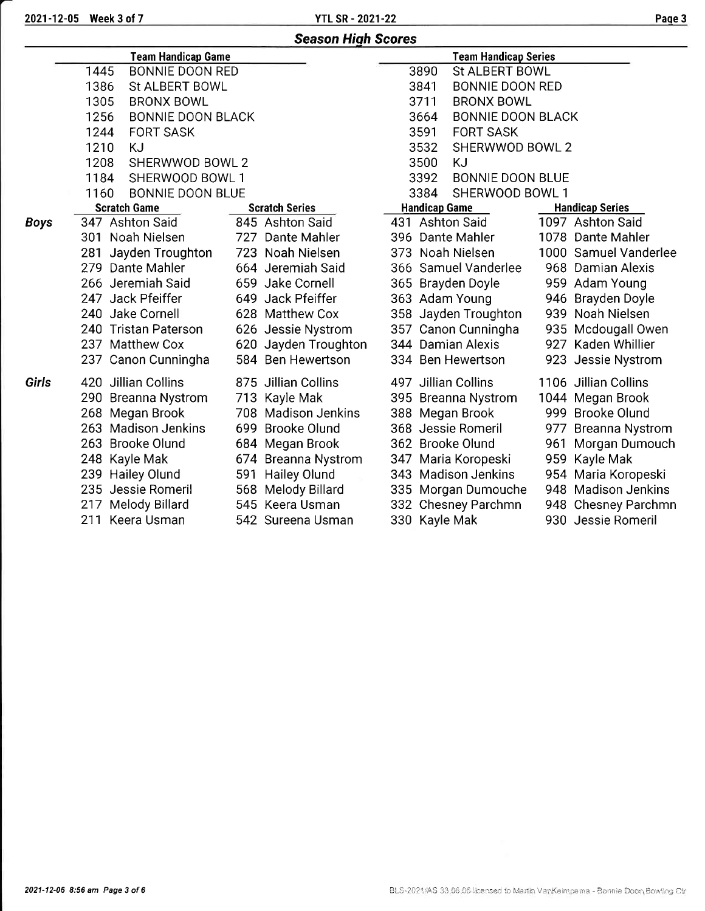## Season High Scores

| Team Handicap Game | | Team Handicap Series | |
|---|---|---|---|
| 1445 | BONNIE DOON RED | 3890 | St ALBERT BOWL |
| 1386 | St ALBERT BOWL | 3841 | BONNIE DOON RED |
| 1305 | BRONX BOWL | 3711 | BRONX BOWL |
| 1256 | BONNIE DOON BLACK | 3664 | BONNIE DOON BLACK |
| 1244 | FORT SASK | 3591 | FORT SASK |
| 1210 | KJ | 3532 | SHERWWOD BOWL 2 |
| 1208 | SHERWWOD BOWL 2 | 3500 | KJ |
| 1184 | SHERWOOD BOWL 1 | 3392 | BONNIE DOON BLUE |
| 1160 | BONNIE DOON BLUE | 3384 | SHERWOOD BOWL 1 |

| | Scratch Game | Scratch Series | Handicap Game | Handicap Series |
|---|---|---|---|---|
| **Boys** | 347 Ashton Said | 845 Ashton Said | 431 Ashton Said | 1097 Ashton Said |
| | 301 Noah Nielsen | 727 Dante Mahler | 396 Dante Mahler | 1078 Dante Mahler |
| | 281 Jayden Troughton | 723 Noah Nielsen | 373 Noah Nielsen | 1000 Samuel Vanderlee |
| | 279 Dante Mahler | 664 Jeremiah Said | 366 Samuel Vanderlee | 968 Damian Alexis |
| | 266 Jeremiah Said | 659 Jake Cornell | 365 Brayden Doyle | 959 Adam Young |
| | 247 Jack Pfeiffer | 649 Jack Pfeiffer | 363 Adam Young | 946 Brayden Doyle |
| | 240 Jake Cornell | 628 Matthew Cox | 358 Jayden Troughton | 939 Noah Nielsen |
| | 240 Tristan Paterson | 626 Jessie Nystrom | 357 Canon Cunningha | 935 Mcdougall Owen |
| | 237 Matthew Cox | 620 Jayden Troughton | 344 Damian Alexis | 927 Kaden Whillier |
| | 237 Canon Cunningha | 584 Ben Hewertson | 334 Ben Hewertson | 923 Jessie Nystrom |
| **Girls** | 420 Jillian Collins | 875 Jillian Collins | 497 Jillian Collins | 1106 Jillian Collins |
| | 290 Breanna Nystrom | 713 Kayle Mak | 395 Breanna Nystrom | 1044 Megan Brook |
| | 268 Megan Brook | 708 Madison Jenkins | 388 Megan Brook | 999 Brooke Olund |
| | 263 Madison Jenkins | 699 Brooke Olund | 368 Jessie Romeril | 977 Breanna Nystrom |
| | 263 Brooke Olund | 684 Megan Brook | 362 Brooke Olund | 961 Morgan Dumouch |
| | 248 Kayle Mak | 674 Breanna Nystrom | 347 Maria Koropeski | 959 Kayle Mak |
| | 239 Hailey Olund | 591 Hailey Olund | 343 Madison Jenkins | 954 Maria Koropeski |
| | 235 Jessie Romeril | 568 Melody Billard | 335 Morgan Dumouche | 948 Madison Jenkins |
| | 217 Melody Billard | 545 Keera Usman | 332 Chesney Parchmn | 948 Chesney Parchmn |
| | 211 Keera Usman | 542 Sureena Usman | 330 Kayle Mak | 930 Jessie Romeril |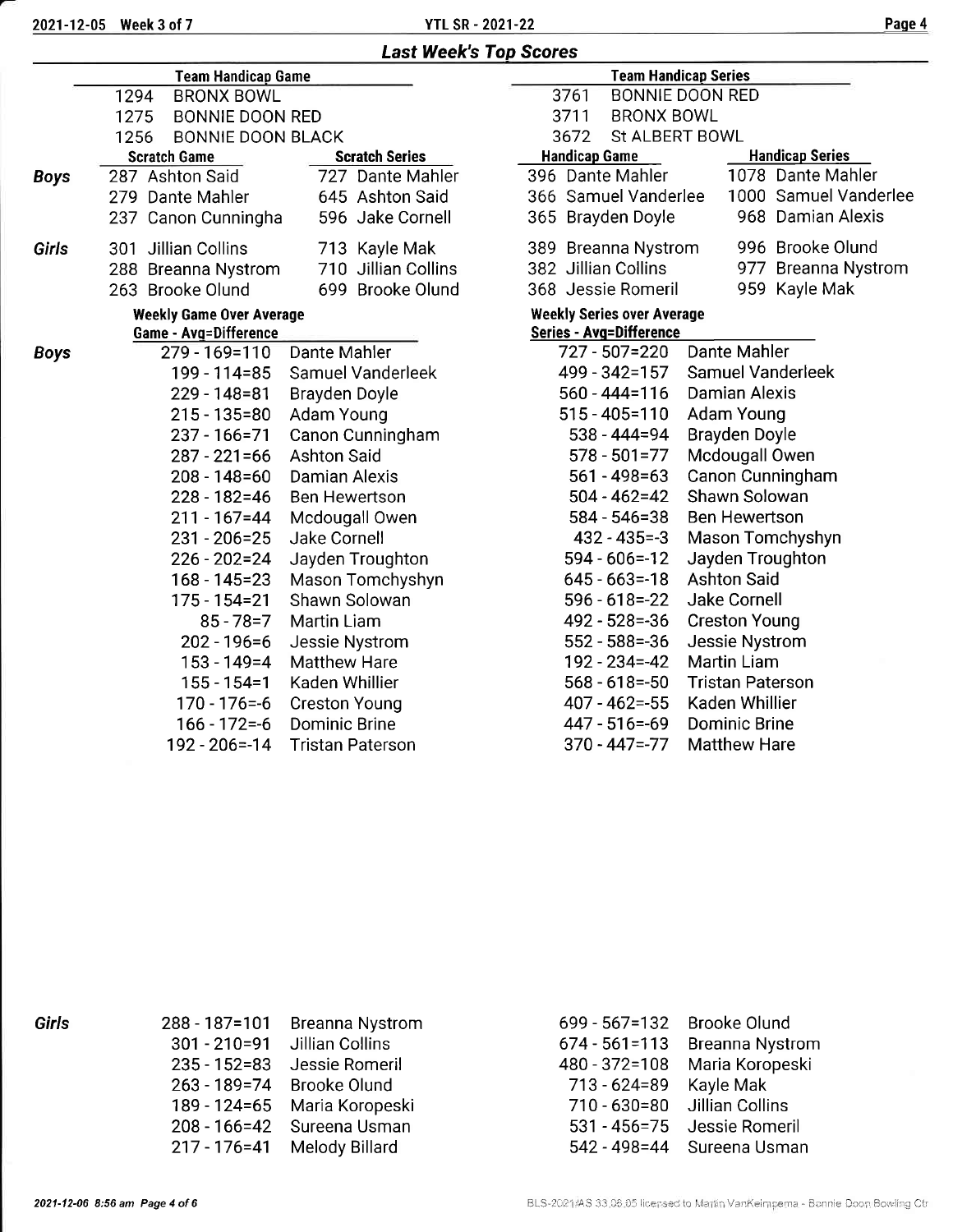## Last Week's Top Scores

### Team Handicap Game

| Score | Team |
|---|---|
| 1294 | BRONX BOWL |
| 1275 | BONNIE DOON RED |
| 1256 | BONNIE DOON BLACK |

### Team Handicap Series

| Score | Team |
|---|---|
| 3761 | BONNIE DOON RED |
| 3711 | BRONX BOWL |
| 3672 | St ALBERT BOWL |

### Individual Top Scores

| | Scratch Game | Scratch Series | Handicap Game | Handicap Series |
|---|---|---|---|---|
| **Boys** | 287 Ashton Said | 727 Dante Mahler | 396 Dante Mahler | 1078 Dante Mahler |
| | 279 Dante Mahler | 645 Ashton Said | 366 Samuel Vanderlee | 1000 Samuel Vanderlee |
| | 237 Canon Cunningha | 596 Jake Cornell | 365 Brayden Doyle | 968 Damian Alexis |
| **Girls** | 301 Jillian Collins | 713 Kayle Mak | 389 Breanna Nystrom | 996 Brooke Olund |
| | 288 Breanna Nystrom | 710 Jillian Collins | 382 Jillian Collins | 977 Breanna Nystrom |
| | 263 Brooke Olund | 699 Brooke Olund | 368 Jessie Romeril | 959 Kayle Mak |

### Weekly Game Over Average / Weekly Series over Average

| | Game - Avg=Difference | Name | Series - Avg=Difference | Name |
|---|---|---|---|---|
| **Boys** | 279 - 169=110 | Dante Mahler | 727 - 507=220 | Dante Mahler |
| | 199 - 114=85 | Samuel Vanderleek | 499 - 342=157 | Samuel Vanderleek |
| | 229 - 148=81 | Brayden Doyle | 560 - 444=116 | Damian Alexis |
| | 215 - 135=80 | Adam Young | 515 - 405=110 | Adam Young |
| | 237 - 166=71 | Canon Cunningham | 538 - 444=94 | Brayden Doyle |
| | 287 - 221=66 | Ashton Said | 578 - 501=77 | Mcdougall Owen |
| | 208 - 148=60 | Damian Alexis | 561 - 498=63 | Canon Cunningham |
| | 228 - 182=46 | Ben Hewertson | 504 - 462=42 | Shawn Solowan |
| | 211 - 167=44 | Mcdougall Owen | 584 - 546=38 | Ben Hewertson |
| | 231 - 206=25 | Jake Cornell | 432 - 435=-3 | Mason Tomchyshyn |
| | 226 - 202=24 | Jayden Troughton | 594 - 606=-12 | Jayden Troughton |
| | 168 - 145=23 | Mason Tomchyshyn | 645 - 663=-18 | Ashton Said |
| | 175 - 154=21 | Shawn Solowan | 596 - 618=-22 | Jake Cornell |
| | 85 - 78=7 | Martin Liam | 492 - 528=-36 | Creston Young |
| | 202 - 196=6 | Jessie Nystrom | 552 - 588=-36 | Jessie Nystrom |
| | 153 - 149=4 | Matthew Hare | 192 - 234=-42 | Martin Liam |
| | 155 - 154=1 | Kaden Whillier | 568 - 618=-50 | Tristan Paterson |
| | 170 - 176=-6 | Creston Young | 407 - 462=-55 | Kaden Whillier |
| | 166 - 172=-6 | Dominic Brine | 447 - 516=-69 | Dominic Brine |
| | 192 - 206=-14 | Tristan Paterson | 370 - 447=-77 | Matthew Hare |
| **Girls** | 288 - 187=101 | Breanna Nystrom | 699 - 567=132 | Brooke Olund |
| | 301 - 210=91 | Jillian Collins | 674 - 561=113 | Breanna Nystrom |
| | 235 - 152=83 | Jessie Romeril | 480 - 372=108 | Maria Koropeski |
| | 263 - 189=74 | Brooke Olund | 713 - 624=89 | Kayle Mak |
| | 189 - 124=65 | Maria Koropeski | 710 - 630=80 | Jillian Collins |
| | 208 - 166=42 | Sureena Usman | 531 - 456=75 | Jessie Romeril |
| | 217 - 176=41 | Melody Billard | 542 - 498=44 | Sureena Usman |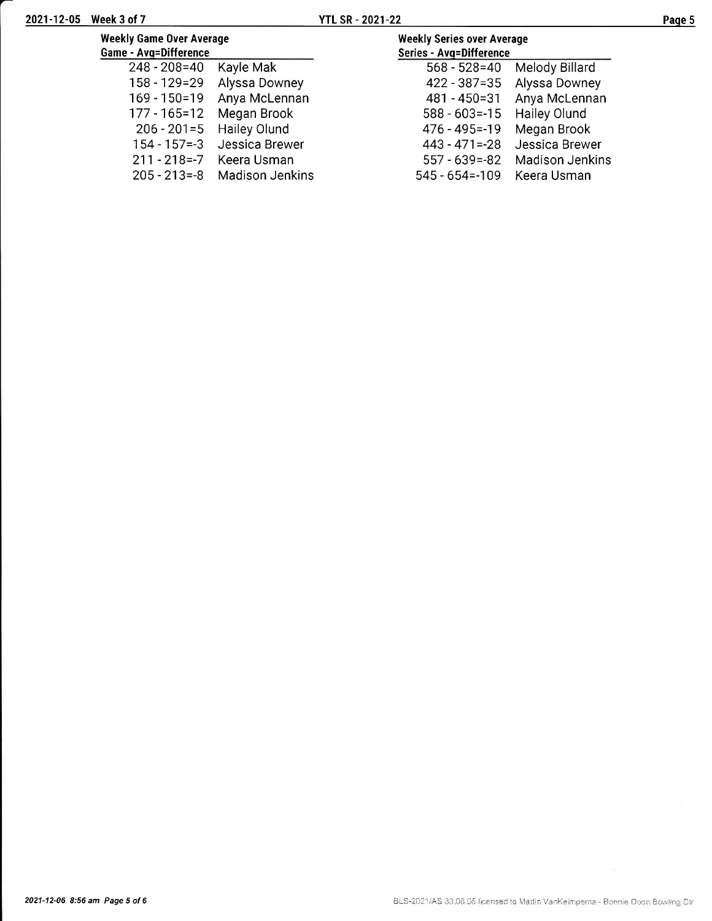## Weekly Game Over Average

| Game - Avg=Difference | |
|---|---|
| 248 - 208=40 | Kayle Mak |
| 158 - 129=29 | Alyssa Downey |
| 169 - 150=19 | Anya McLennan |
| 177 - 165=12 | Megan Brook |
| 206 - 201=5 | Hailey Olund |
| 154 - 157=-3 | Jessica Brewer |
| 211 - 218=-7 | Keera Usman |
| 205 - 213=-8 | Madison Jenkins |

## Weekly Series over Average

| Series - Avg=Difference | |
|---|---|
| 568 - 528=40 | Melody Billard |
| 422 - 387=35 | Alyssa Downey |
| 481 - 450=31 | Anya McLennan |
| 588 - 603=-15 | Hailey Olund |
| 476 - 495=-19 | Megan Brook |
| 443 - 471=-28 | Jessica Brewer |
| 557 - 639=-82 | Madison Jenkins |
| 545 - 654=-109 | Keera Usman |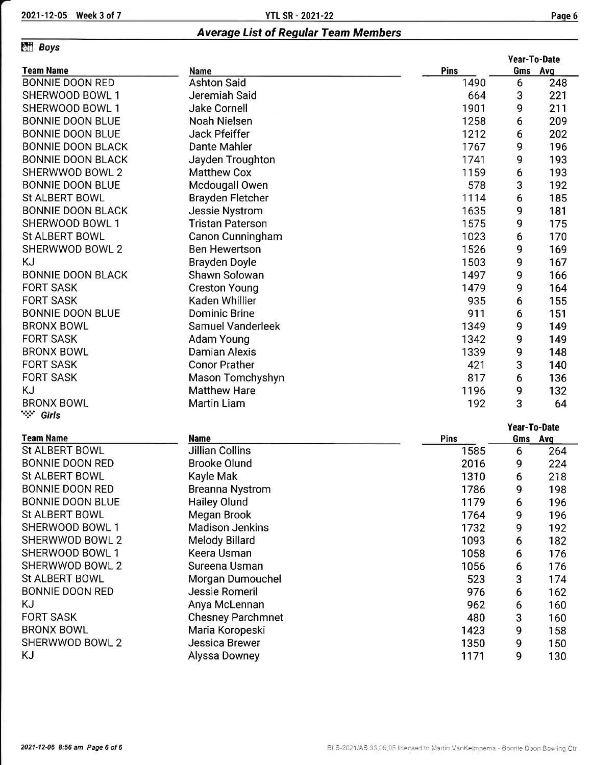## Average List of Regular Team Members

### Boys

| Team Name | Name | Pins | Year-To-Date Gms | Year-To-Date Avg |
|---|---|---|---|---|
| BONNIE DOON RED | Ashton Said | 1490 | 6 | 248 |
| SHERWOOD BOWL 1 | Jeremiah Said | 664 | 3 | 221 |
| SHERWOOD BOWL 1 | Jake Cornell | 1901 | 9 | 211 |
| BONNIE DOON BLUE | Noah Nielsen | 1258 | 6 | 209 |
| BONNIE DOON BLUE | Jack Pfeiffer | 1212 | 6 | 202 |
| BONNIE DOON BLACK | Dante Mahler | 1767 | 9 | 196 |
| BONNIE DOON BLACK | Jayden Troughton | 1741 | 9 | 193 |
| SHERWWOD BOWL 2 | Matthew Cox | 1159 | 6 | 193 |
| BONNIE DOON BLUE | Mcdougall Owen | 578 | 3 | 192 |
| St ALBERT BOWL | Brayden Fletcher | 1114 | 6 | 185 |
| BONNIE DOON BLACK | Jessie Nystrom | 1635 | 9 | 181 |
| SHERWOOD BOWL 1 | Tristan Paterson | 1575 | 9 | 175 |
| St ALBERT BOWL | Canon Cunningham | 1023 | 6 | 170 |
| SHERWWOD BOWL 2 | Ben Hewertson | 1526 | 9 | 169 |
| KJ | Brayden Doyle | 1503 | 9 | 167 |
| BONNIE DOON BLACK | Shawn Solowan | 1497 | 9 | 166 |
| FORT SASK | Creston Young | 1479 | 9 | 164 |
| FORT SASK | Kaden Whillier | 935 | 6 | 155 |
| BONNIE DOON BLUE | Dominic Brine | 911 | 6 | 151 |
| BRONX BOWL | Samuel Vanderleek | 1349 | 9 | 149 |
| FORT SASK | Adam Young | 1342 | 9 | 149 |
| BRONX BOWL | Damian Alexis | 1339 | 9 | 148 |
| FORT SASK | Conor Prather | 421 | 3 | 140 |
| FORT SASK | Mason Tomchyshyn | 817 | 6 | 136 |
| KJ | Matthew Hare | 1196 | 9 | 132 |
| BRONX BOWL | Martin Liam | 192 | 3 | 64 |

### Girls

| Team Name | Name | Pins | Year-To-Date Gms | Year-To-Date Avg |
|---|---|---|---|---|
| St ALBERT BOWL | Jillian Collins | 1585 | 6 | 264 |
| BONNIE DOON RED | Brooke Olund | 2016 | 9 | 224 |
| St ALBERT BOWL | Kayle Mak | 1310 | 6 | 218 |
| BONNIE DOON RED | Breanna Nystrom | 1786 | 9 | 198 |
| BONNIE DOON BLUE | Hailey Olund | 1179 | 6 | 196 |
| St ALBERT BOWL | Megan Brook | 1764 | 9 | 196 |
| SHERWOOD BOWL 1 | Madison Jenkins | 1732 | 9 | 192 |
| SHERWWOD BOWL 2 | Melody Billard | 1093 | 6 | 182 |
| SHERWOOD BOWL 1 | Keera Usman | 1058 | 6 | 176 |
| SHERWWOD BOWL 2 | Sureena Usman | 1056 | 6 | 176 |
| St ALBERT BOWL | Morgan Dumouchel | 523 | 3 | 174 |
| BONNIE DOON RED | Jessie Romeril | 976 | 6 | 162 |
| KJ | Anya McLennan | 962 | 6 | 160 |
| FORT SASK | Chesney Parchmnet | 480 | 3 | 160 |
| BRONX BOWL | Maria Koropeski | 1423 | 9 | 158 |
| SHERWWOD BOWL 2 | Jessica Brewer | 1350 | 9 | 150 |
| KJ | Alyssa Downey | 1171 | 9 | 130 |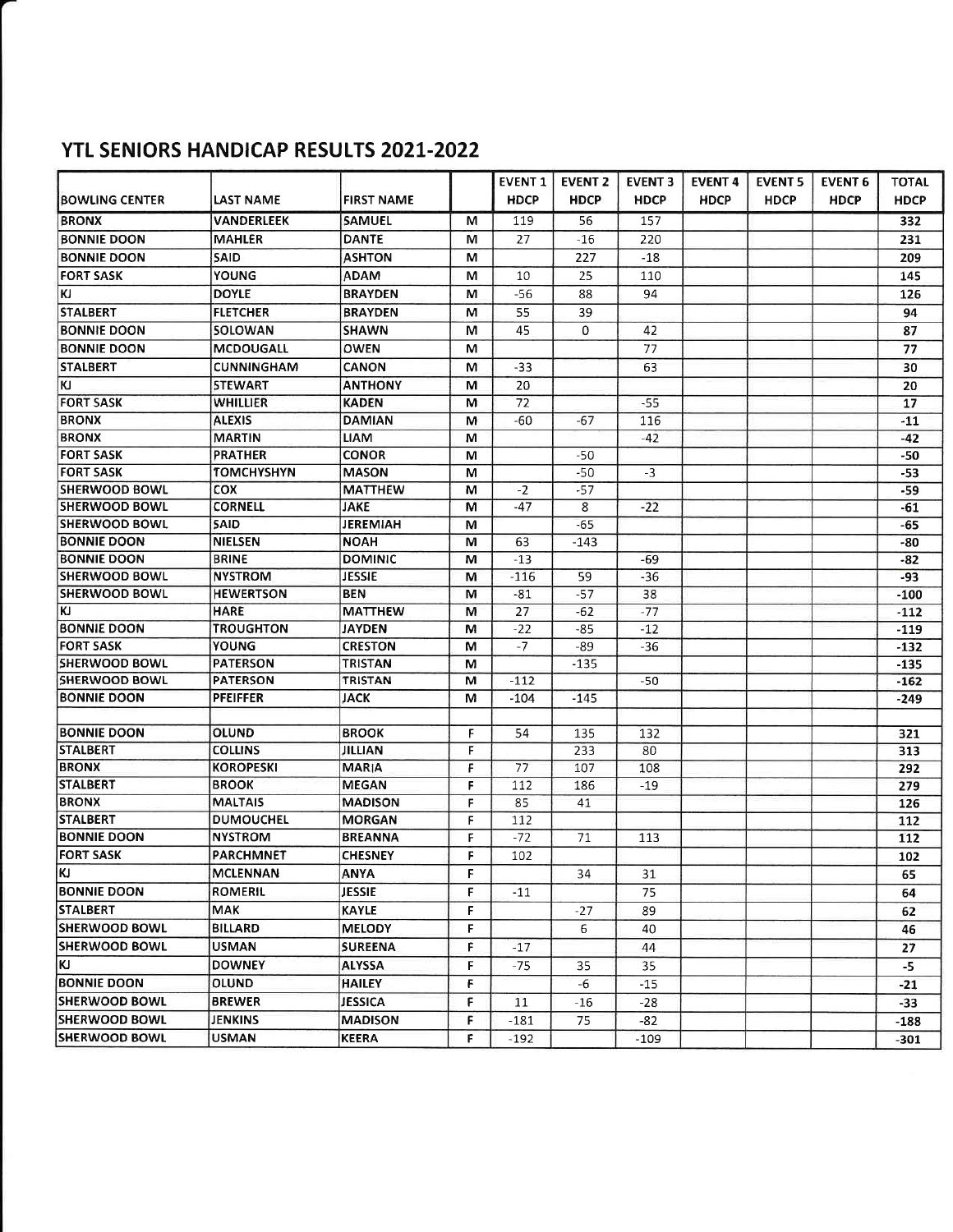## YTL SENIORS HANDICAP RESULTS 2021-2022

| BOWLING CENTER | LAST NAME | FIRST NAME | | EVENT 1 HDCP | EVENT 2 HDCP | EVENT 3 HDCP | EVENT 4 HDCP | EVENT 5 HDCP | EVENT 6 HDCP | TOTAL HDCP |
|---|---|---|---|---|---|---|---|---|---|---|
| BRONX | VANDERLEEK | SAMUEL | M | 119 | 56 | 157 | | | | 332 |
| BONNIE DOON | MAHLER | DANTE | M | 27 | -16 | 220 | | | | 231 |
| BONNIE DOON | SAID | ASHTON | M | | 227 | -18 | | | | 209 |
| FORT SASK | YOUNG | ADAM | M | 10 | 25 | 110 | | | | 145 |
| KJ | DOYLE | BRAYDEN | M | -56 | 88 | 94 | | | | 126 |
| STALBERT | FLETCHER | BRAYDEN | M | 55 | 39 | | | | | 94 |
| BONNIE DOON | SOLOWAN | SHAWN | M | 45 | 0 | 42 | | | | 87 |
| BONNIE DOON | MCDOUGALL | OWEN | M | | | 77 | | | | 77 |
| STALBERT | CUNNINGHAM | CANON | M | -33 | | 63 | | | | 30 |
| KJ | STEWART | ANTHONY | M | 20 | | | | | | 20 |
| FORT SASK | WHILLIER | KADEN | M | 72 | | -55 | | | | 17 |
| BRONX | ALEXIS | DAMIAN | M | -60 | -67 | 116 | | | | -11 |
| BRONX | MARTIN | LIAM | M | | | -42 | | | | -42 |
| FORT SASK | PRATHER | CONOR | M | | -50 | | | | | -50 |
| FORT SASK | TOMCHYSHYN | MASON | M | | -50 | -3 | | | | -53 |
| SHERWOOD BOWL | COX | MATTHEW | M | -2 | -57 | | | | | -59 |
| SHERWOOD BOWL | CORNELL | JAKE | M | -47 | 8 | -22 | | | | -61 |
| SHERWOOD BOWL | SAID | JEREMIAH | M | | -65 | | | | | -65 |
| BONNIE DOON | NIELSEN | NOAH | M | 63 | -143 | | | | | -80 |
| BONNIE DOON | BRINE | DOMINIC | M | -13 | | -69 | | | | -82 |
| SHERWOOD BOWL | NYSTROM | JESSIE | M | -116 | 59 | -36 | | | | -93 |
| SHERWOOD BOWL | HEWERTSON | BEN | M | -81 | -57 | 38 | | | | -100 |
| KJ | HARE | MATTHEW | M | 27 | -62 | -77 | | | | -112 |
| BONNIE DOON | TROUGHTON | JAYDEN | M | -22 | -85 | -12 | | | | -119 |
| FORT SASK | YOUNG | CRESTON | M | -7 | -89 | -36 | | | | -132 |
| SHERWOOD BOWL | PATERSON | TRISTAN | M | | -135 | | | | | -135 |
| SHERWOOD BOWL | PATERSON | TRISTAN | M | -112 | | -50 | | | | -162 |
| BONNIE DOON | PFEIFFER | JACK | M | -104 | -145 | | | | | -249 |
| | | | | | | | | | | |
| BONNIE DOON | OLUND | BROOK | F | 54 | 135 | 132 | | | | 321 |
| STALBERT | COLLINS | JILLIAN | F | | 233 | 80 | | | | 313 |
| BRONX | KOROPESKI | MARIA | F | 77 | 107 | 108 | | | | 292 |
| STALBERT | BROOK | MEGAN | F | 112 | 186 | -19 | | | | 279 |
| BRONX | MALTAIS | MADISON | F | 85 | 41 | | | | | 126 |
| STALBERT | DUMOUCHEL | MORGAN | F | 112 | | | | | | 112 |
| BONNIE DOON | NYSTROM | BREANNA | F | -72 | 71 | 113 | | | | 112 |
| FORT SASK | PARCHMNET | CHESNEY | F | 102 | | | | | | 102 |
| KJ | MCLENNAN | ANYA | F | | 34 | 31 | | | | 65 |
| BONNIE DOON | ROMERIL | JESSIE | F | -11 | | 75 | | | | 64 |
| STALBERT | MAK | KAYLE | F | | -27 | 89 | | | | 62 |
| SHERWOOD BOWL | BILLARD | MELODY | F | | 6 | 40 | | | | 46 |
| SHERWOOD BOWL | USMAN | SUREENA | F | -17 | | 44 | | | | 27 |
| KJ | DOWNEY | ALYSSA | F | -75 | 35 | 35 | | | | -5 |
| BONNIE DOON | OLUND | HAILEY | F | | -6 | -15 | | | | -21 |
| SHERWOOD BOWL | BREWER | JESSICA | F | 11 | -16 | -28 | | | | -33 |
| SHERWOOD BOWL | JENKINS | MADISON | F | -181 | 75 | -82 | | | | -188 |
| SHERWOOD BOWL | USMAN | KEERA | F | -192 | | -109 | | | | -301 |